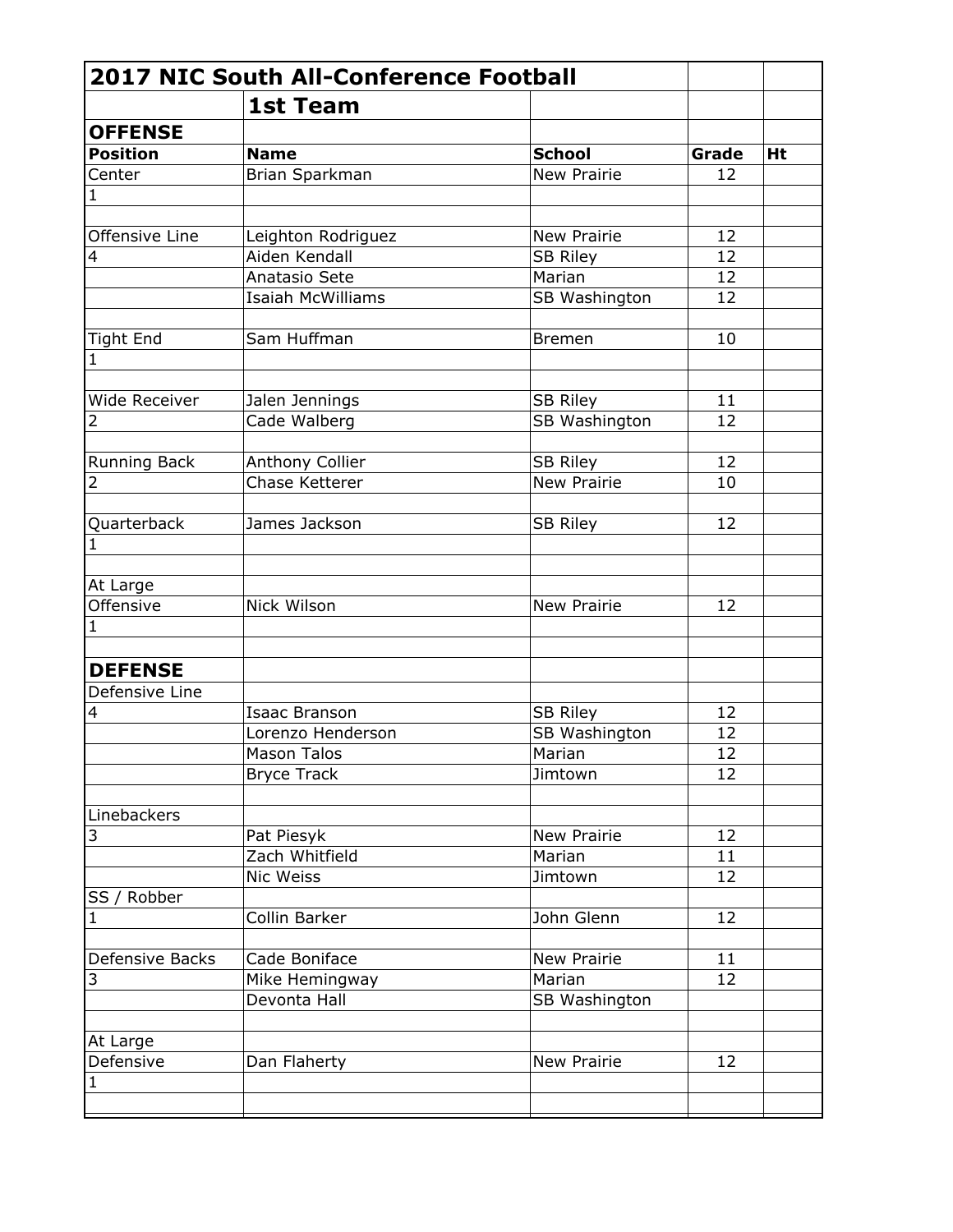| 2017 NIC South All-Conference Football | | | | |
|---|---|---|---|---|
| | **1st Team** | | | |
| **OFFENSE** | | | | |
| **Position** | **Name** | **School** | **Grade** | **Ht** |
| Center | Brian Sparkman | New Prairie | 12 | |
| 1 | | | | |
| | | | | |
| Offensive Line | Leighton Rodriguez | New Prairie | 12 | |
| 4 | Aiden Kendall | SB Riley | 12 | |
| | Anatasio Sete | Marian | 12 | |
| | Isaiah McWilliams | SB Washington | 12 | |
| | | | | |
| Tight End | Sam Huffman | Bremen | 10 | |
| 1 | | | | |
| | | | | |
| Wide Receiver | Jalen Jennings | SB Riley | 11 | |
| 2 | Cade Walberg | SB Washington | 12 | |
| | | | | |
| Running Back | Anthony Collier | SB Riley | 12 | |
| 2 | Chase Ketterer | New Prairie | 10 | |
| | | | | |
| Quarterback | James Jackson | SB Riley | 12 | |
| 1 | | | | |
| | | | | |
| At Large | | | | |
| Offensive | Nick Wilson | New Prairie | 12 | |
| 1 | | | | |
| | | | | |
| **DEFENSE** | | | | |
| Defensive Line | | | | |
| 4 | Isaac Branson | SB Riley | 12 | |
| | Lorenzo Henderson | SB Washington | 12 | |
| | Mason Talos | Marian | 12 | |
| | Bryce Track | Jimtown | 12 | |
| | | | | |
| Linebackers | | | | |
| 3 | Pat Piesyk | New Prairie | 12 | |
| | Zach Whitfield | Marian | 11 | |
| | Nic Weiss | Jimtown | 12 | |
| SS / Robber | | | | |
| 1 | Collin Barker | John Glenn | 12 | |
| | | | | |
| Defensive Backs | Cade Boniface | New Prairie | 11 | |
| 3 | Mike Hemingway | Marian | 12 | |
| | Devonta Hall | SB Washington | | |
| | | | | |
| At Large | | | | |
| Defensive | Dan Flaherty | New Prairie | 12 | |
| 1 | | | | |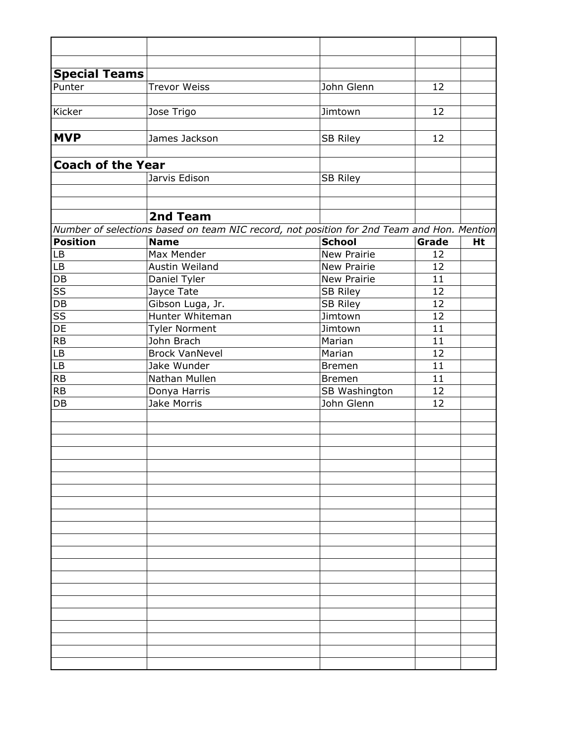## Special Teams

| | | | | |
|---|---|---|---|---|
| Punter | Trevor Weiss | John Glenn | 12 | |
| Kicker | Jose Trigo | Jimtown | 12 | |
| **MVP** | James Jackson | SB Riley | 12 | |

## Coach of the Year

| | | | | |
|---|---|---|---|---|
| | Jarvis Edison | SB Riley | | |

## 2nd Team

*Number of selections based on team NIC record, not position for 2nd Team and Hon. Mention*

| Position | Name | School | Grade | Ht |
|---|---|---|---|---|
| LB | Max Mender | New Prairie | 12 | |
| LB | Austin Weiland | New Prairie | 12 | |
| DB | Daniel Tyler | New Prairie | 11 | |
| SS | Jayce Tate | SB Riley | 12 | |
| DB | Gibson Luga, Jr. | SB Riley | 12 | |
| SS | Hunter Whiteman | Jimtown | 12 | |
| DE | Tyler Norment | Jimtown | 11 | |
| RB | John Brach | Marian | 11 | |
| LB | Brock VanNevel | Marian | 12 | |
| LB | Jake Wunder | Bremen | 11 | |
| RB | Nathan Mullen | Bremen | 11 | |
| RB | Donya Harris | SB Washington | 12 | |
| DB | Jake Morris | John Glenn | 12 | |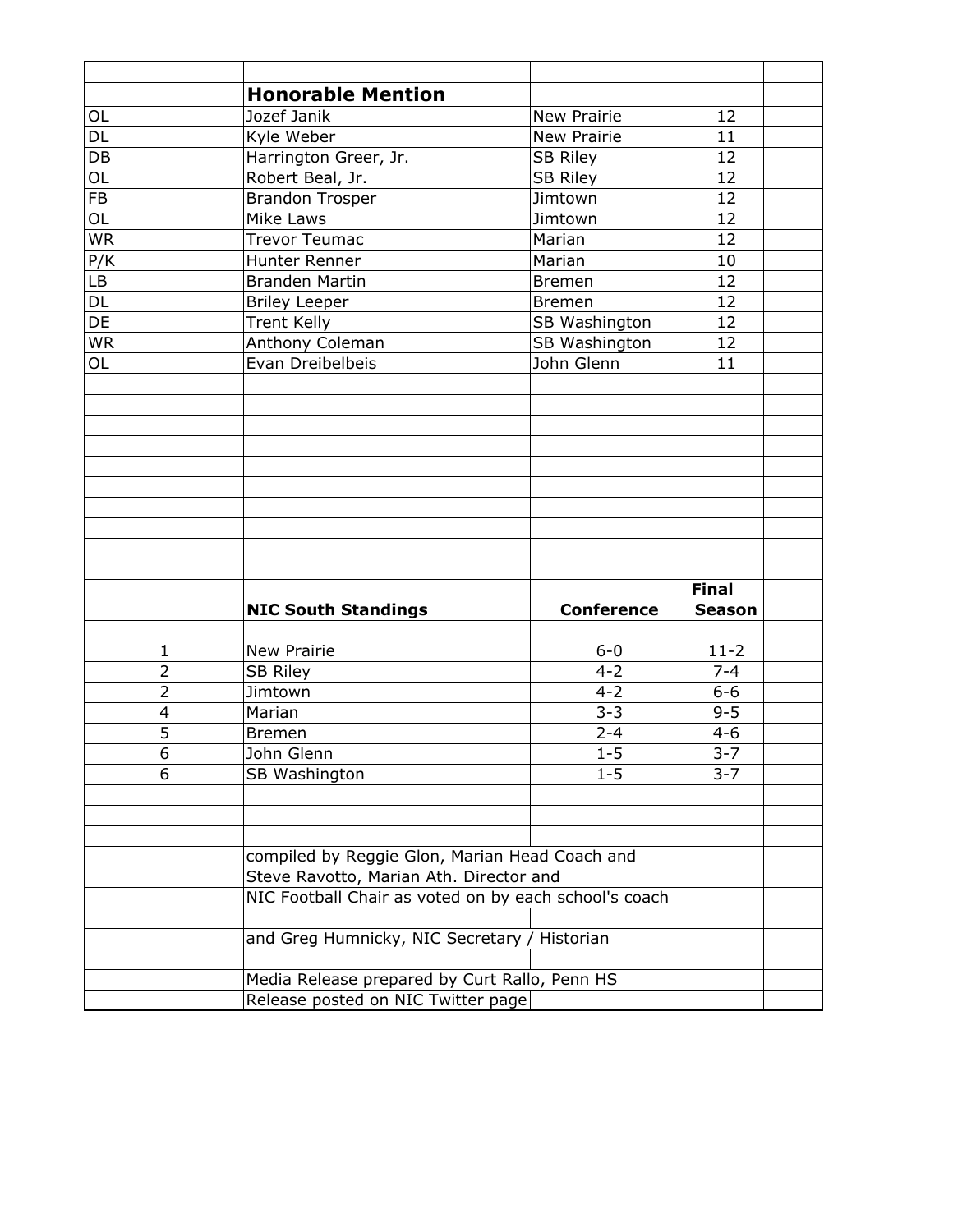## Honorable Mention

| Position | Name | School | Grade |
|---|---|---|---|
| OL | Jozef Janik | New Prairie | 12 |
| DL | Kyle Weber | New Prairie | 11 |
| DB | Harrington Greer, Jr. | SB Riley | 12 |
| OL | Robert Beal, Jr. | SB Riley | 12 |
| FB | Brandon Trosper | Jimtown | 12 |
| OL | Mike Laws | Jimtown | 12 |
| WR | Trevor Teumac | Marian | 12 |
| P/K | Hunter Renner | Marian | 10 |
| LB | Branden Martin | Bremen | 12 |
| DL | Briley Leeper | Bremen | 12 |
| DE | Trent Kelly | SB Washington | 12 |
| WR | Anthony Coleman | SB Washington | 12 |
| OL | Evan Dreibelbeis | John Glenn | 11 |

## NIC South Standings

| | NIC South Standings | Conference | Final Season |
|---|---|---|---|
| 1 | New Prairie | 6-0 | 11-2 |
| 2 | SB Riley | 4-2 | 7-4 |
| 2 | Jimtown | 4-2 | 6-6 |
| 4 | Marian | 3-3 | 9-5 |
| 5 | Bremen | 2-4 | 4-6 |
| 6 | John Glenn | 1-5 | 3-7 |
| 6 | SB Washington | 1-5 | 3-7 |

compiled by Reggie Glon, Marian Head Coach and
Steve Ravotto, Marian Ath. Director and
NIC Football Chair as voted on by each school's coach

and Greg Humnicky, NIC Secretary / Historian

Media Release prepared by Curt Rallo, Penn HS
Release posted on NIC Twitter page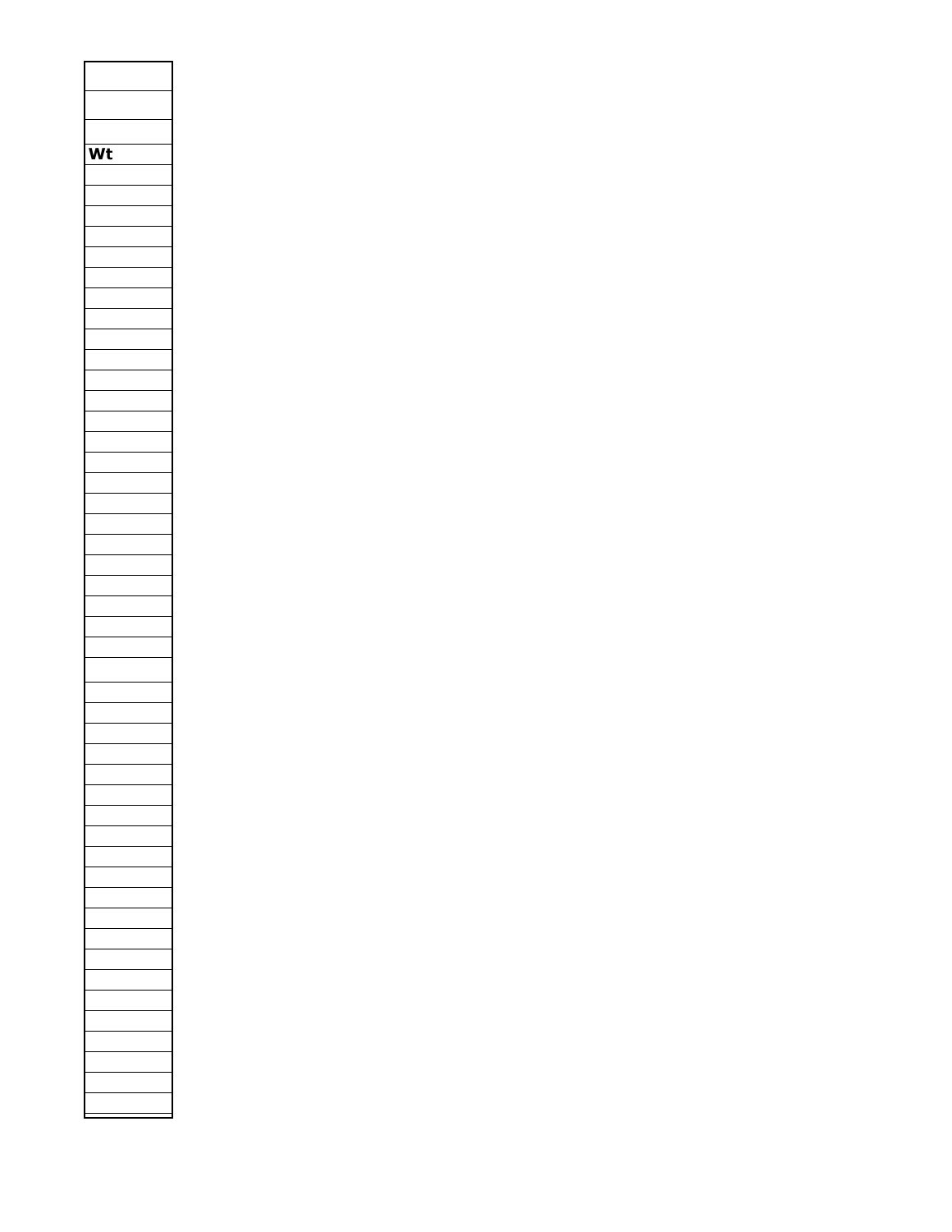| |
|---|
| |
| |
| **Wt** |
| |
| |
| |
| |
| |
| |
| |
| |
| |
| |
| |
| |
| |
| |
| |
| |
| |
| |
| |
| |
| |
| |
| |
| |
| |
| |
| |
| |
| |
| |
| |
| |
| |
| |
| |
| |
| |
| |
| |
| |
| |
| |
| |
| |
| |
| |
| |
| |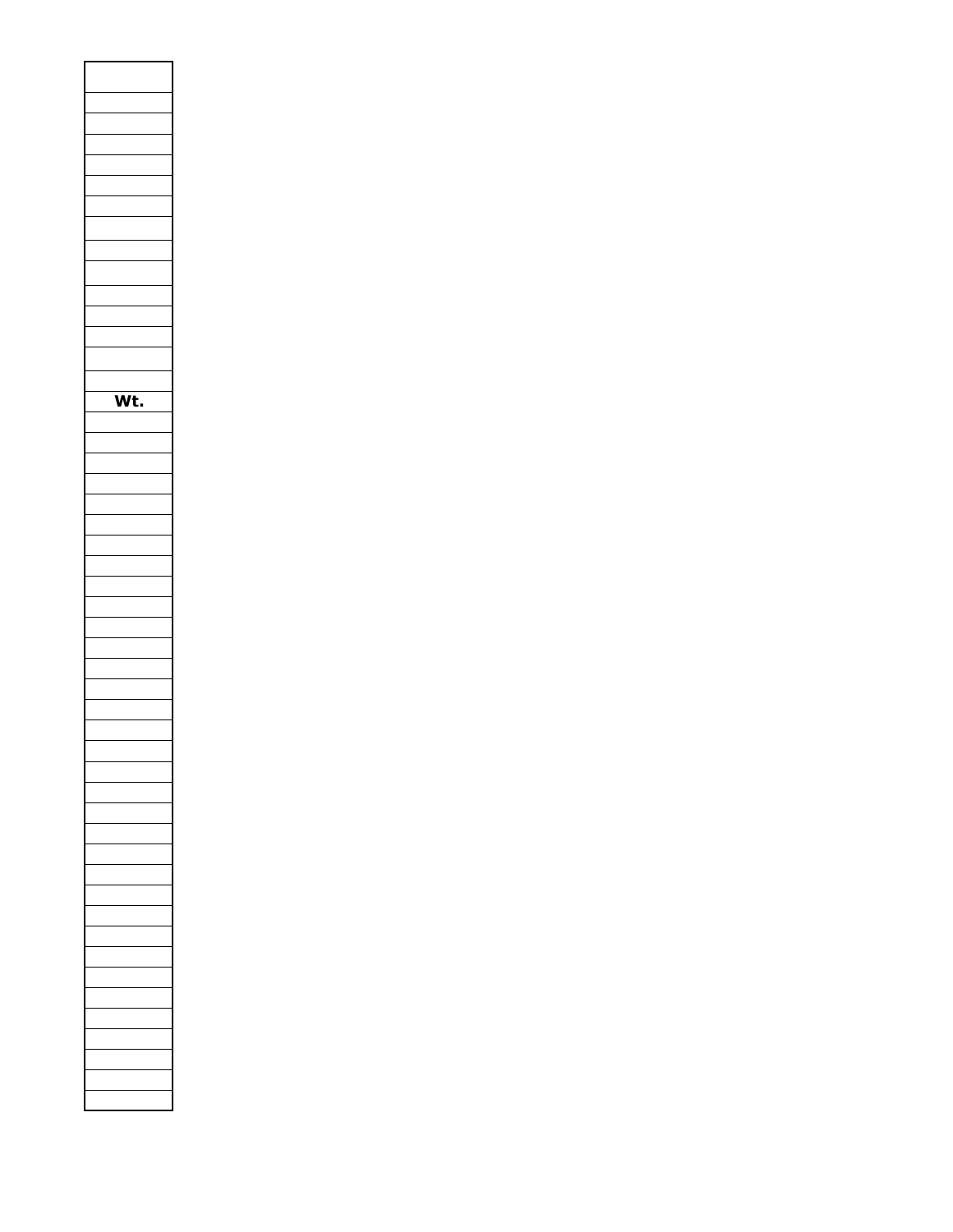| |
|---|
| |
| |
| |
| |
| |
| |
| |
| |
| |
| |
| |
| |
| |
| |
| **Wt.** |
| |
| |
| |
| |
| |
| |
| |
| |
| |
| |
| |
| |
| |
| |
| |
| |
| |
| |
| |
| |
| |
| |
| |
| |
| |
| |
| |
| |
| |
| |
| |
| |
| |
| |
| |